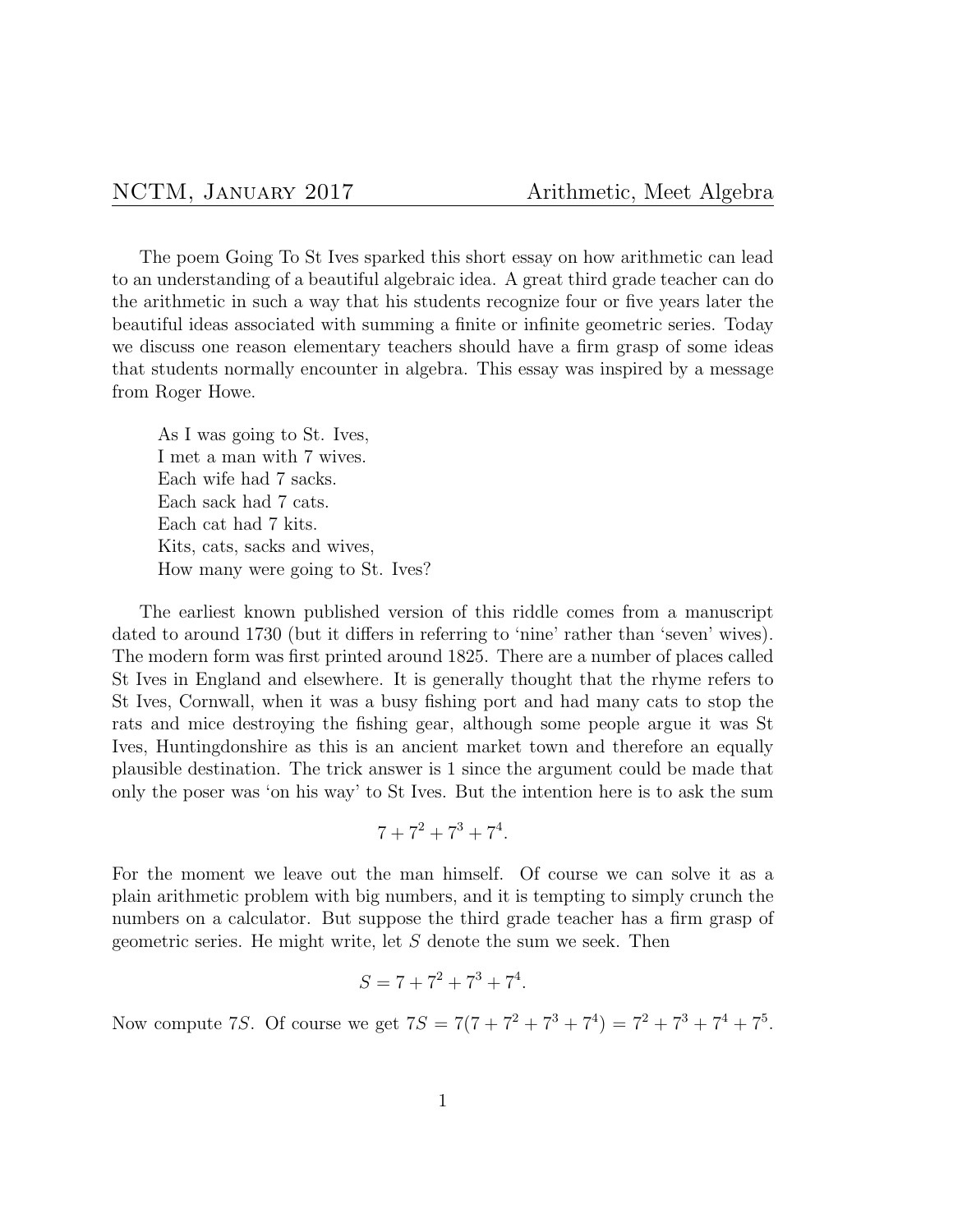The poem Going To St Ives sparked this short essay on how arithmetic can lead to an understanding of a beautiful algebraic idea. A great third grade teacher can do the arithmetic in such a way that his students recognize four or five years later the beautiful ideas associated with summing a finite or infinite geometric series. Today we discuss one reason elementary teachers should have a firm grasp of some ideas that students normally encounter in algebra. This essay was inspired by a message from Roger Howe.

> As I was going to St. Ives,  
> I met a man with 7 wives.  
> Each wife had 7 sacks.  
> Each sack had 7 cats.  
> Each cat had 7 kits.  
> Kits, cats, sacks and wives,  
> How many were going to St. Ives?

The earliest known published version of this riddle comes from a manuscript dated to around 1730 (but it differs in referring to 'nine' rather than 'seven' wives). The modern form was first printed around 1825. There are a number of places called St Ives in England and elsewhere. It is generally thought that the rhyme refers to St Ives, Cornwall, when it was a busy fishing port and had many cats to stop the rats and mice destroying the fishing gear, although some people argue it was St Ives, Huntingdonshire as this is an ancient market town and therefore an equally plausible destination. The trick answer is 1 since the argument could be made that only the poser was 'on his way' to St Ives. But the intention here is to ask the sum

$$7 + 7^2 + 7^3 + 7^4.$$

For the moment we leave out the man himself. Of course we can solve it as a plain arithmetic problem with big numbers, and it is tempting to simply crunch the numbers on a calculator. But suppose the third grade teacher has a firm grasp of geometric series. He might write, let $S$ denote the sum we seek. Then

$$S = 7 + 7^2 + 7^3 + 7^4.$$

Now compute $7S$. Of course we get $7S = 7(7 + 7^2 + 7^3 + 7^4) = 7^2 + 7^3 + 7^4 + 7^5$.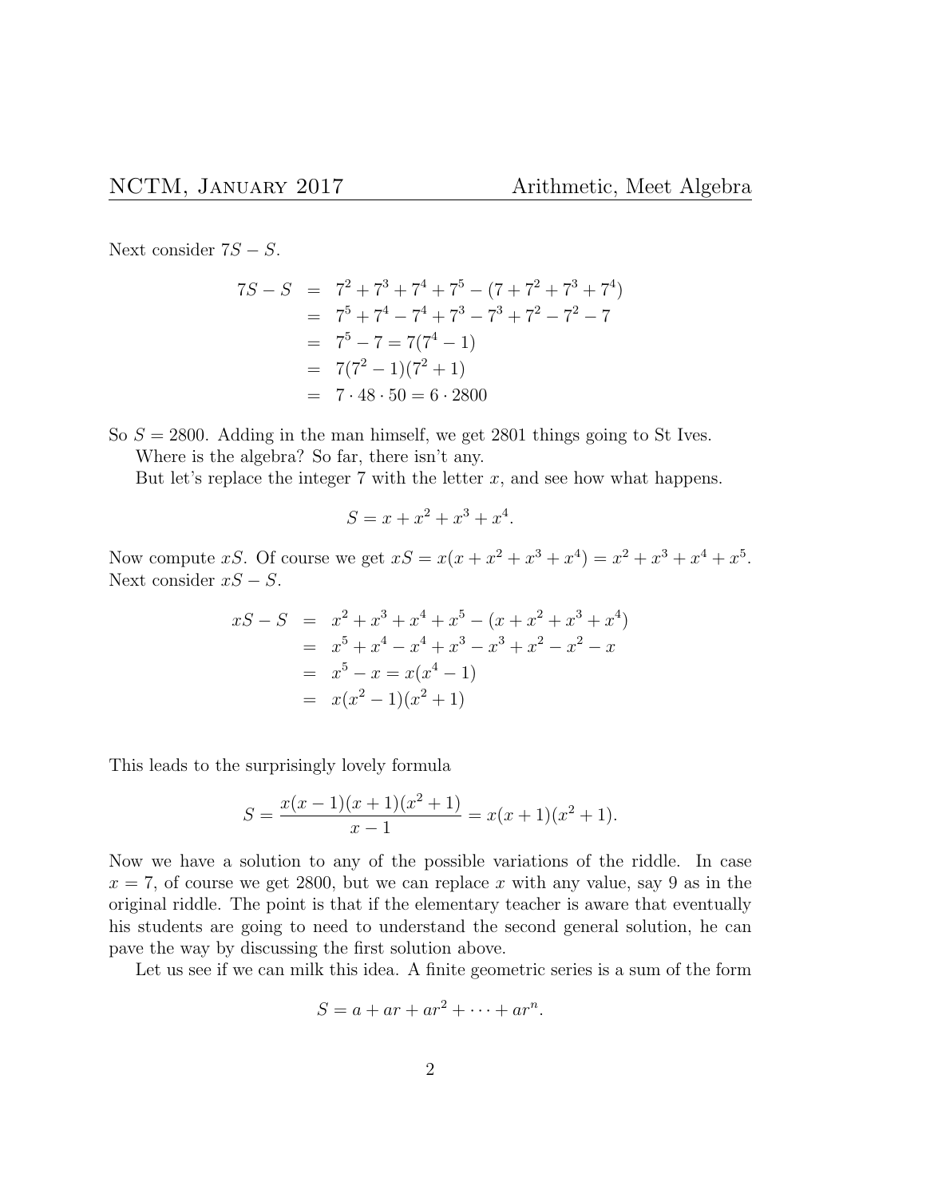Next consider $7S - S$.

$$
\begin{aligned}
7S - S &= 7^2 + 7^3 + 7^4 + 7^5 - (7 + 7^2 + 7^3 + 7^4) \\
&= 7^5 + 7^4 - 7^4 + 7^3 - 7^3 + 7^2 - 7^2 - 7 \\
&= 7^5 - 7 = 7(7^4 - 1) \\
&= 7(7^2 - 1)(7^2 + 1) \\
&= 7 \cdot 48 \cdot 50 = 6 \cdot 2800
\end{aligned}
$$

So $S = 2800$. Adding in the man himself, we get 2801 things going to St Ives.

Where is the algebra? So far, there isn't any.

But let's replace the integer 7 with the letter $x$, and see how what happens.

$$S = x + x^2 + x^3 + x^4.$$

Now compute $xS$. Of course we get $xS = x(x + x^2 + x^3 + x^4) = x^2 + x^3 + x^4 + x^5$. Next consider $xS - S$.

$$
\begin{aligned}
xS - S &= x^2 + x^3 + x^4 + x^5 - (x + x^2 + x^3 + x^4) \\
&= x^5 + x^4 - x^4 + x^3 - x^3 + x^2 - x^2 - x \\
&= x^5 - x = x(x^4 - 1) \\
&= x(x^2 - 1)(x^2 + 1)
\end{aligned}
$$

This leads to the surprisingly lovely formula

$$S = \frac{x(x-1)(x+1)(x^2+1)}{x-1} = x(x+1)(x^2+1).$$

Now we have a solution to any of the possible variations of the riddle. In case $x = 7$, of course we get 2800, but we can replace $x$ with any value, say 9 as in the original riddle. The point is that if the elementary teacher is aware that eventually his students are going to need to understand the second general solution, he can pave the way by discussing the first solution above.

Let us see if we can milk this idea. A finite geometric series is a sum of the form

$$S = a + ar + ar^2 + \cdots + ar^n.$$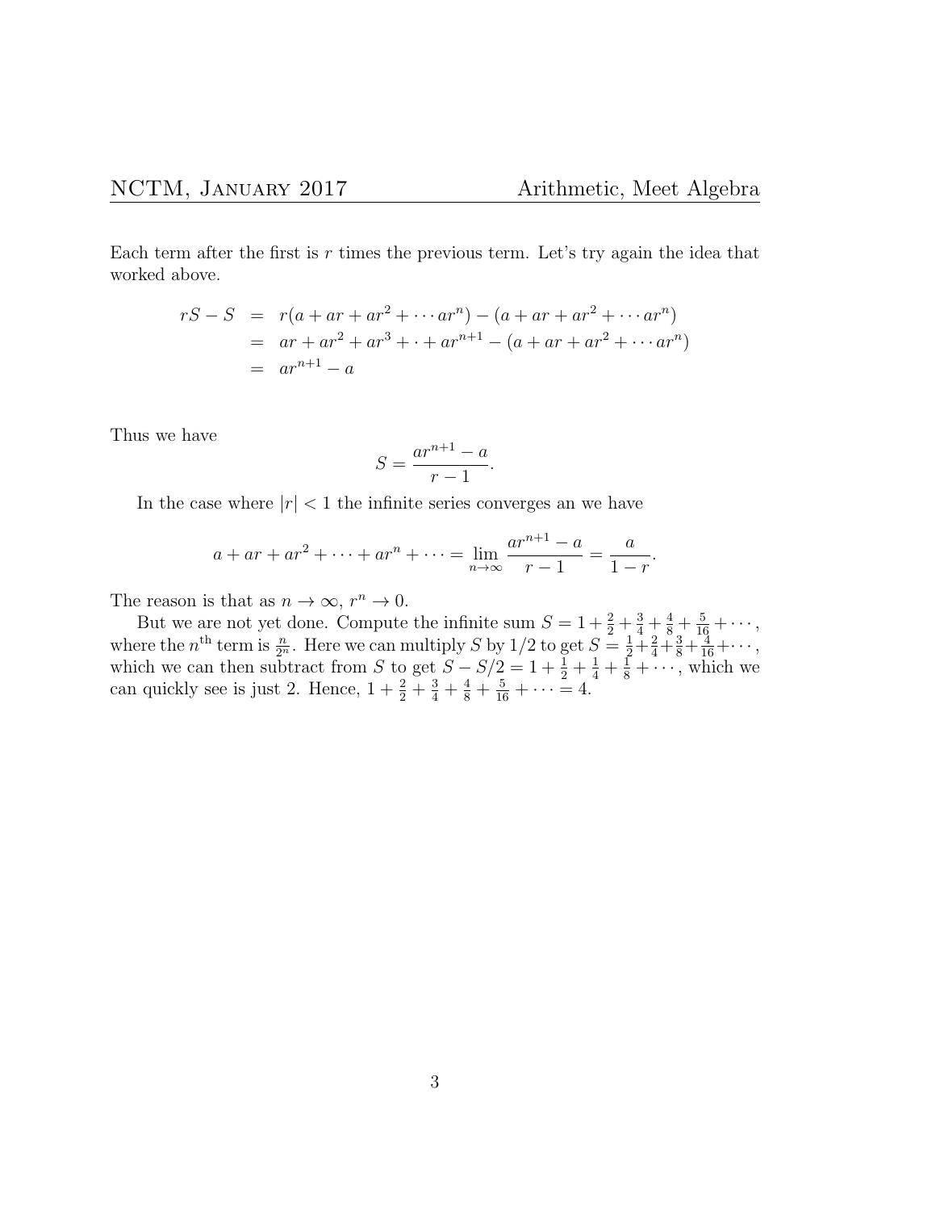Each term after the first is $r$ times the previous term. Let's try again the idea that worked above.

$$
\begin{aligned}
rS - S &= r(a + ar + ar^2 + \cdots ar^n) - (a + ar + ar^2 + \cdots ar^n) \\
&= ar + ar^2 + ar^3 + \cdot + ar^{n+1} - (a + ar + ar^2 + \cdots ar^n) \\
&= ar^{n+1} - a
\end{aligned}
$$

Thus we have

$$
S = \frac{ar^{n+1} - a}{r - 1}.
$$

In the case where $|r| < 1$ the infinite series converges an we have

$$
a + ar + ar^2 + \cdots + ar^n + \cdots = \lim_{n\to\infty} \frac{ar^{n+1} - a}{r - 1} = \frac{a}{1 - r}.
$$

The reason is that as $n \to \infty$, $r^n \to 0$.

But we are not yet done. Compute the infinite sum $S = 1 + \frac{2}{2} + \frac{3}{4} + \frac{4}{8} + \frac{5}{16} + \cdots$, where the $n^{\text{th}}$ term is $\frac{n}{2^n}$. Here we can multiply $S$ by $1/2$ to get $S = \frac{1}{2} + \frac{2}{4} + \frac{3}{8} + \frac{4}{16} + \cdots$, which we can then subtract from $S$ to get $S - S/2 = 1 + \frac{1}{2} + \frac{1}{4} + \frac{1}{8} + \cdots$, which we can quickly see is just 2. Hence, $1 + \frac{2}{2} + \frac{3}{4} + \frac{4}{8} + \frac{5}{16} + \cdots = 4$.